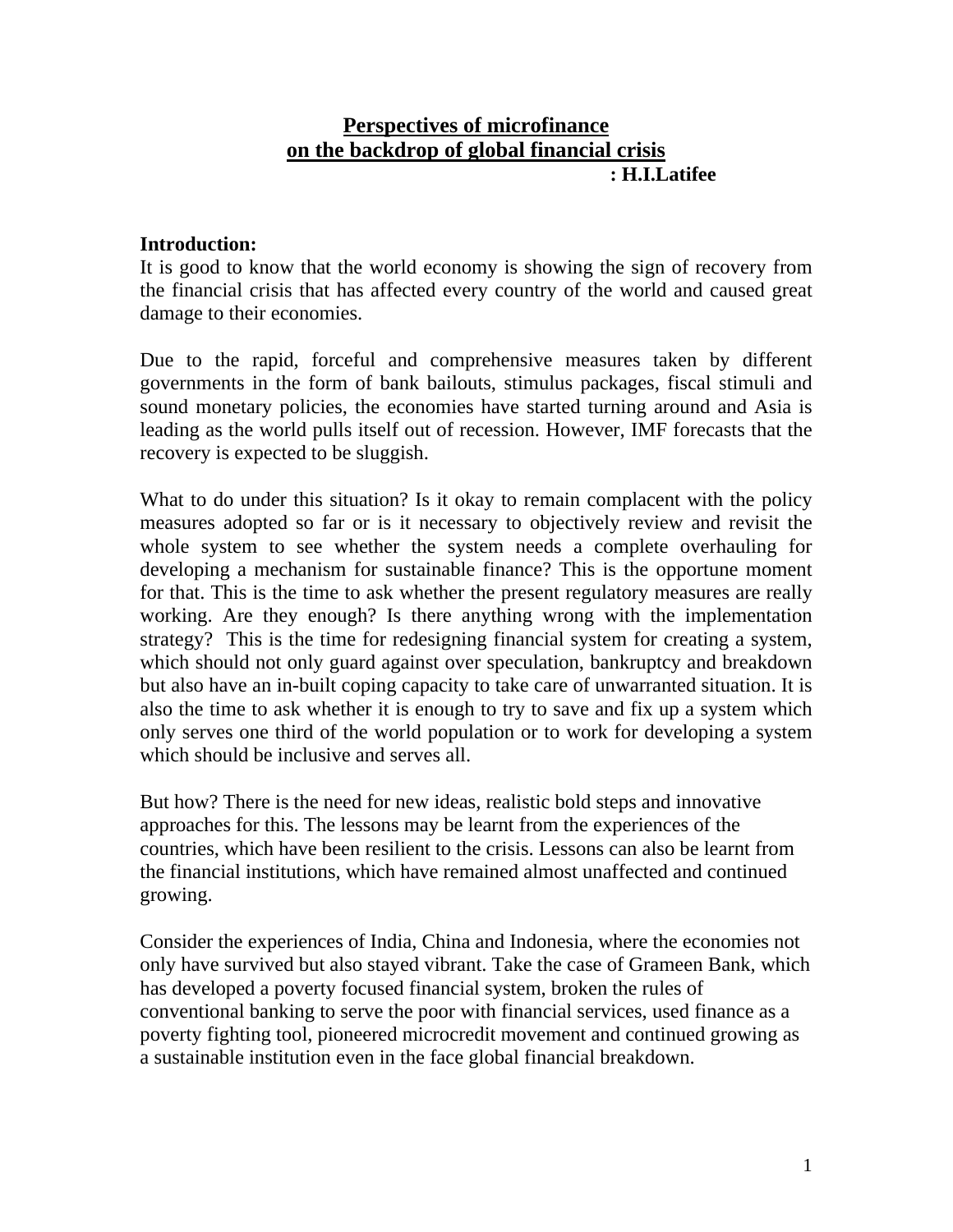# Perspectives of microfinance on the backdrop of global financial crisis

**: H.I.Latifee**

**Introduction:**

It is good to know that the world economy is showing the sign of recovery from the financial crisis that has affected every country of the world and caused great damage to their economies.

Due to the rapid, forceful and comprehensive measures taken by different governments in the form of bank bailouts, stimulus packages, fiscal stimuli and sound monetary policies, the economies have started turning around and Asia is leading as the world pulls itself out of recession. However, IMF forecasts that the recovery is expected to be sluggish.

What to do under this situation? Is it okay to remain complacent with the policy measures adopted so far or is it necessary to objectively review and revisit the whole system to see whether the system needs a complete overhauling for developing a mechanism for sustainable finance? This is the opportune moment for that. This is the time to ask whether the present regulatory measures are really working. Are they enough? Is there anything wrong with the implementation strategy? This is the time for redesigning financial system for creating a system, which should not only guard against over speculation, bankruptcy and breakdown but also have an in-built coping capacity to take care of unwarranted situation. It is also the time to ask whether it is enough to try to save and fix up a system which only serves one third of the world population or to work for developing a system which should be inclusive and serves all.

But how? There is the need for new ideas, realistic bold steps and innovative approaches for this. The lessons may be learnt from the experiences of the countries, which have been resilient to the crisis. Lessons can also be learnt from the financial institutions, which have remained almost unaffected and continued growing.

Consider the experiences of India, China and Indonesia, where the economies not only have survived but also stayed vibrant. Take the case of Grameen Bank, which has developed a poverty focused financial system, broken the rules of conventional banking to serve the poor with financial services, used finance as a poverty fighting tool, pioneered microcredit movement and continued growing as a sustainable institution even in the face global financial breakdown.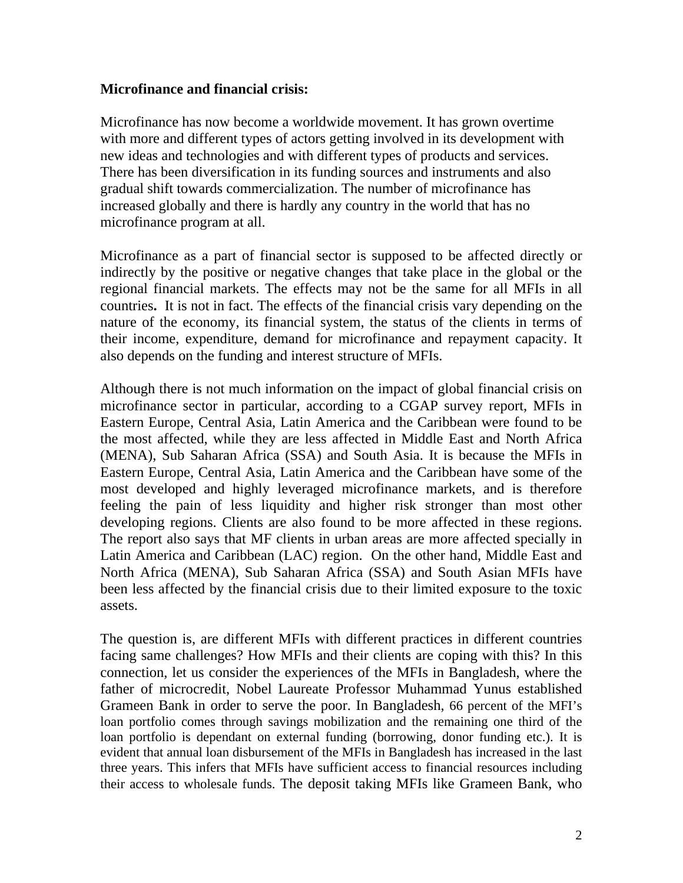**Microfinance and financial crisis:**

Microfinance has now become a worldwide movement. It has grown overtime with more and different types of actors getting involved in its development with new ideas and technologies and with different types of products and services. There has been diversification in its funding sources and instruments and also gradual shift towards commercialization. The number of microfinance has increased globally and there is hardly any country in the world that has no microfinance program at all.

Microfinance as a part of financial sector is supposed to be affected directly or indirectly by the positive or negative changes that take place in the global or the regional financial markets. The effects may not be the same for all MFIs in all countries**.** It is not in fact. The effects of the financial crisis vary depending on the nature of the economy, its financial system, the status of the clients in terms of their income, expenditure, demand for microfinance and repayment capacity. It also depends on the funding and interest structure of MFIs.

Although there is not much information on the impact of global financial crisis on microfinance sector in particular, according to a CGAP survey report, MFIs in Eastern Europe, Central Asia, Latin America and the Caribbean were found to be the most affected, while they are less affected in Middle East and North Africa (MENA), Sub Saharan Africa (SSA) and South Asia. It is because the MFIs in Eastern Europe, Central Asia, Latin America and the Caribbean have some of the most developed and highly leveraged microfinance markets, and is therefore feeling the pain of less liquidity and higher risk stronger than most other developing regions. Clients are also found to be more affected in these regions. The report also says that MF clients in urban areas are more affected specially in Latin America and Caribbean (LAC) region. On the other hand, Middle East and North Africa (MENA), Sub Saharan Africa (SSA) and South Asian MFIs have been less affected by the financial crisis due to their limited exposure to the toxic assets.

The question is, are different MFIs with different practices in different countries facing same challenges? How MFIs and their clients are coping with this? In this connection, let us consider the experiences of the MFIs in Bangladesh, where the father of microcredit, Nobel Laureate Professor Muhammad Yunus established Grameen Bank in order to serve the poor. In Bangladesh, 66 percent of the MFI's loan portfolio comes through savings mobilization and the remaining one third of the loan portfolio is dependant on external funding (borrowing, donor funding etc.). It is evident that annual loan disbursement of the MFIs in Bangladesh has increased in the last three years. This infers that MFIs have sufficient access to financial resources including their access to wholesale funds. The deposit taking MFIs like Grameen Bank, who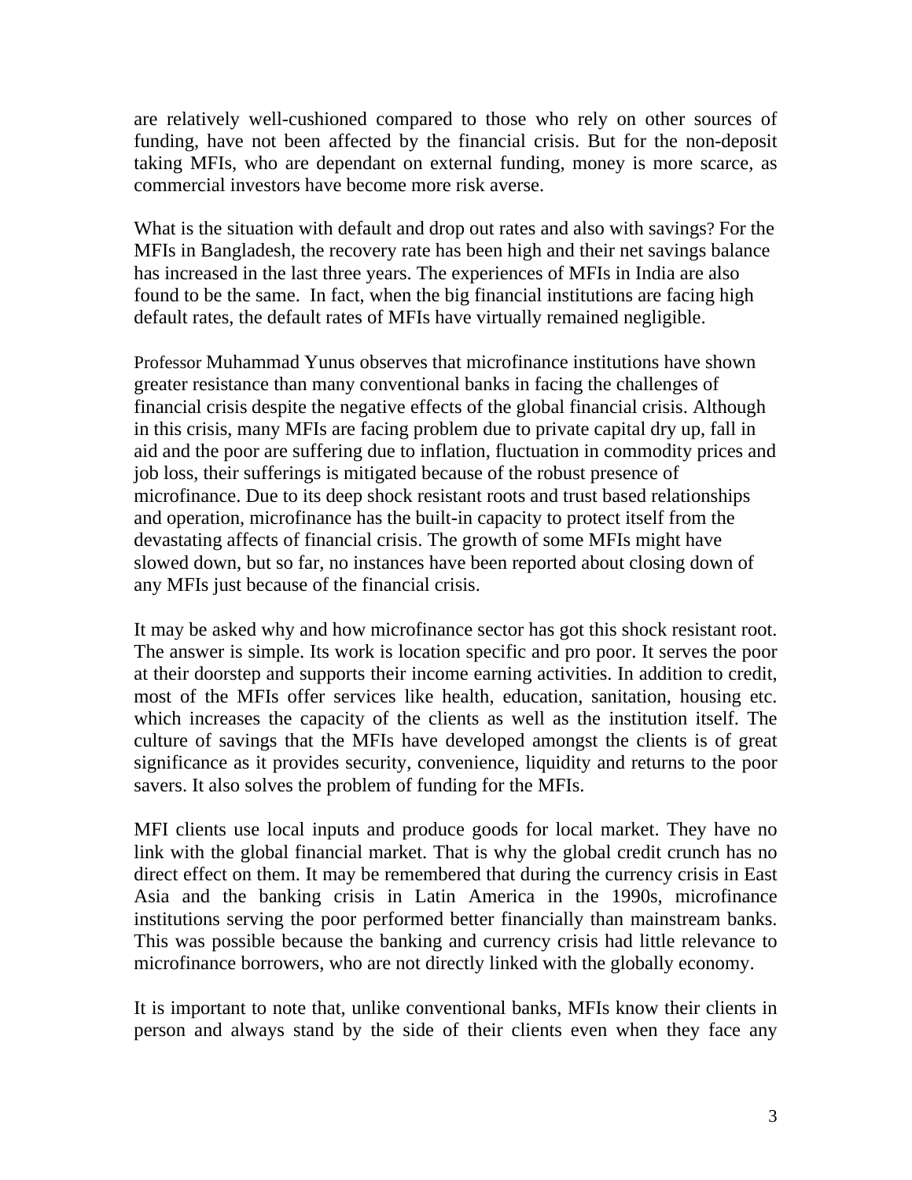are relatively well-cushioned compared to those who rely on other sources of funding, have not been affected by the financial crisis. But for the non-deposit taking MFIs, who are dependant on external funding, money is more scarce, as commercial investors have become more risk averse.

What is the situation with default and drop out rates and also with savings? For the MFIs in Bangladesh, the recovery rate has been high and their net savings balance has increased in the last three years. The experiences of MFIs in India are also found to be the same. In fact, when the big financial institutions are facing high default rates, the default rates of MFIs have virtually remained negligible.

Professor Muhammad Yunus observes that microfinance institutions have shown greater resistance than many conventional banks in facing the challenges of financial crisis despite the negative effects of the global financial crisis. Although in this crisis, many MFIs are facing problem due to private capital dry up, fall in aid and the poor are suffering due to inflation, fluctuation in commodity prices and job loss, their sufferings is mitigated because of the robust presence of microfinance. Due to its deep shock resistant roots and trust based relationships and operation, microfinance has the built-in capacity to protect itself from the devastating affects of financial crisis. The growth of some MFIs might have slowed down, but so far, no instances have been reported about closing down of any MFIs just because of the financial crisis.

It may be asked why and how microfinance sector has got this shock resistant root. The answer is simple. Its work is location specific and pro poor. It serves the poor at their doorstep and supports their income earning activities. In addition to credit, most of the MFIs offer services like health, education, sanitation, housing etc. which increases the capacity of the clients as well as the institution itself. The culture of savings that the MFIs have developed amongst the clients is of great significance as it provides security, convenience, liquidity and returns to the poor savers. It also solves the problem of funding for the MFIs.

MFI clients use local inputs and produce goods for local market. They have no link with the global financial market. That is why the global credit crunch has no direct effect on them. It may be remembered that during the currency crisis in East Asia and the banking crisis in Latin America in the 1990s, microfinance institutions serving the poor performed better financially than mainstream banks. This was possible because the banking and currency crisis had little relevance to microfinance borrowers, who are not directly linked with the globally economy.

It is important to note that, unlike conventional banks, MFIs know their clients in person and always stand by the side of their clients even when they face any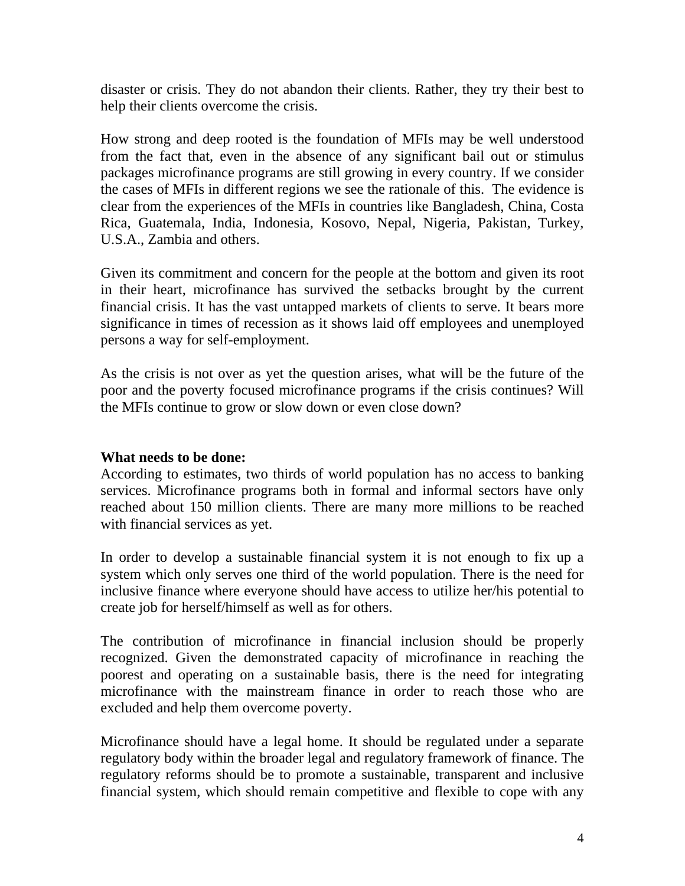disaster or crisis. They do not abandon their clients. Rather, they try their best to help their clients overcome the crisis.

How strong and deep rooted is the foundation of MFIs may be well understood from the fact that, even in the absence of any significant bail out or stimulus packages microfinance programs are still growing in every country. If we consider the cases of MFIs in different regions we see the rationale of this. The evidence is clear from the experiences of the MFIs in countries like Bangladesh, China, Costa Rica, Guatemala, India, Indonesia, Kosovo, Nepal, Nigeria, Pakistan, Turkey, U.S.A., Zambia and others.

Given its commitment and concern for the people at the bottom and given its root in their heart, microfinance has survived the setbacks brought by the current financial crisis. It has the vast untapped markets of clients to serve. It bears more significance in times of recession as it shows laid off employees and unemployed persons a way for self-employment.

As the crisis is not over as yet the question arises, what will be the future of the poor and the poverty focused microfinance programs if the crisis continues? Will the MFIs continue to grow or slow down or even close down?

**What needs to be done:**

According to estimates, two thirds of world population has no access to banking services. Microfinance programs both in formal and informal sectors have only reached about 150 million clients. There are many more millions to be reached with financial services as yet.

In order to develop a sustainable financial system it is not enough to fix up a system which only serves one third of the world population. There is the need for inclusive finance where everyone should have access to utilize her/his potential to create job for herself/himself as well as for others.

The contribution of microfinance in financial inclusion should be properly recognized. Given the demonstrated capacity of microfinance in reaching the poorest and operating on a sustainable basis, there is the need for integrating microfinance with the mainstream finance in order to reach those who are excluded and help them overcome poverty.

Microfinance should have a legal home. It should be regulated under a separate regulatory body within the broader legal and regulatory framework of finance. The regulatory reforms should be to promote a sustainable, transparent and inclusive financial system, which should remain competitive and flexible to cope with any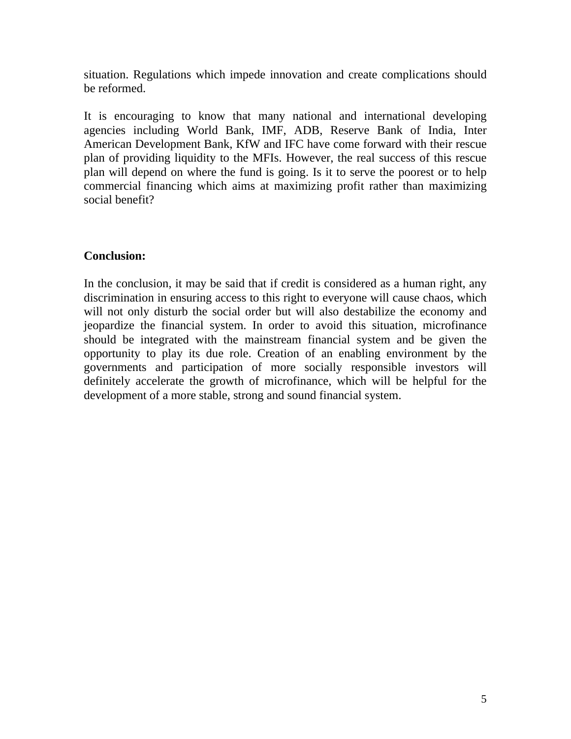situation. Regulations which impede innovation and create complications should be reformed.

It is encouraging to know that many national and international developing agencies including World Bank, IMF, ADB, Reserve Bank of India, Inter American Development Bank, KfW and IFC have come forward with their rescue plan of providing liquidity to the MFIs. However, the real success of this rescue plan will depend on where the fund is going. Is it to serve the poorest or to help commercial financing which aims at maximizing profit rather than maximizing social benefit?

**Conclusion:**

In the conclusion, it may be said that if credit is considered as a human right, any discrimination in ensuring access to this right to everyone will cause chaos, which will not only disturb the social order but will also destabilize the economy and jeopardize the financial system. In order to avoid this situation, microfinance should be integrated with the mainstream financial system and be given the opportunity to play its due role. Creation of an enabling environment by the governments and participation of more socially responsible investors will definitely accelerate the growth of microfinance, which will be helpful for the development of a more stable, strong and sound financial system.